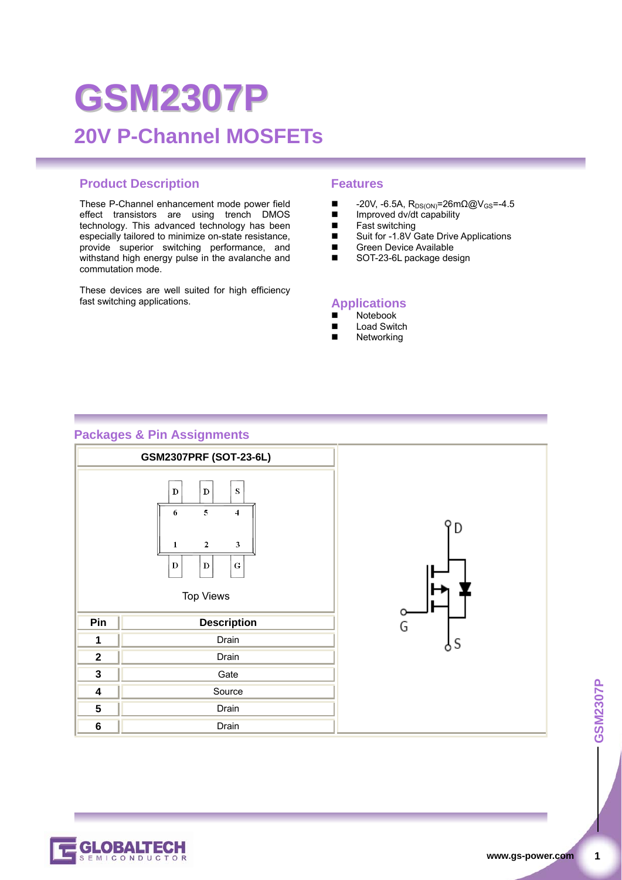# GSM2307P

## 20V P-Channel MOSFETs

### Product Description

These P-Channel enhancement mode power field effect transistors are using trench DMOS technology. This advanced technology has been especially tailored to minimize on-state resistance, provide superior switching performance, and withstand high energy pulse in the avalanche and commutation mode.

These devices are well suited for high efficiency fast switching applications.

### Features

- -20V, -6.5A, $R_{DS(ON)}$=26mΩ@$V_{GS}$=-4.5
- Improved dv/dt capability
- Fast switching
- Suit for -1.8V Gate Drive Applications
- Green Device Available
- SOT-23-6L package design

### Applications

- Notebook
- Load Switch
- Networking

### Packages & Pin Assignments

**GSM2307PRF (SOT-23-6L)**

Top Views

| Pin | Description |
|---|---|
| 1 | Drain |
| 2 | Drain |
| 3 | Gate |
| 4 | Source |
| 5 | Drain |
| 6 | Drain |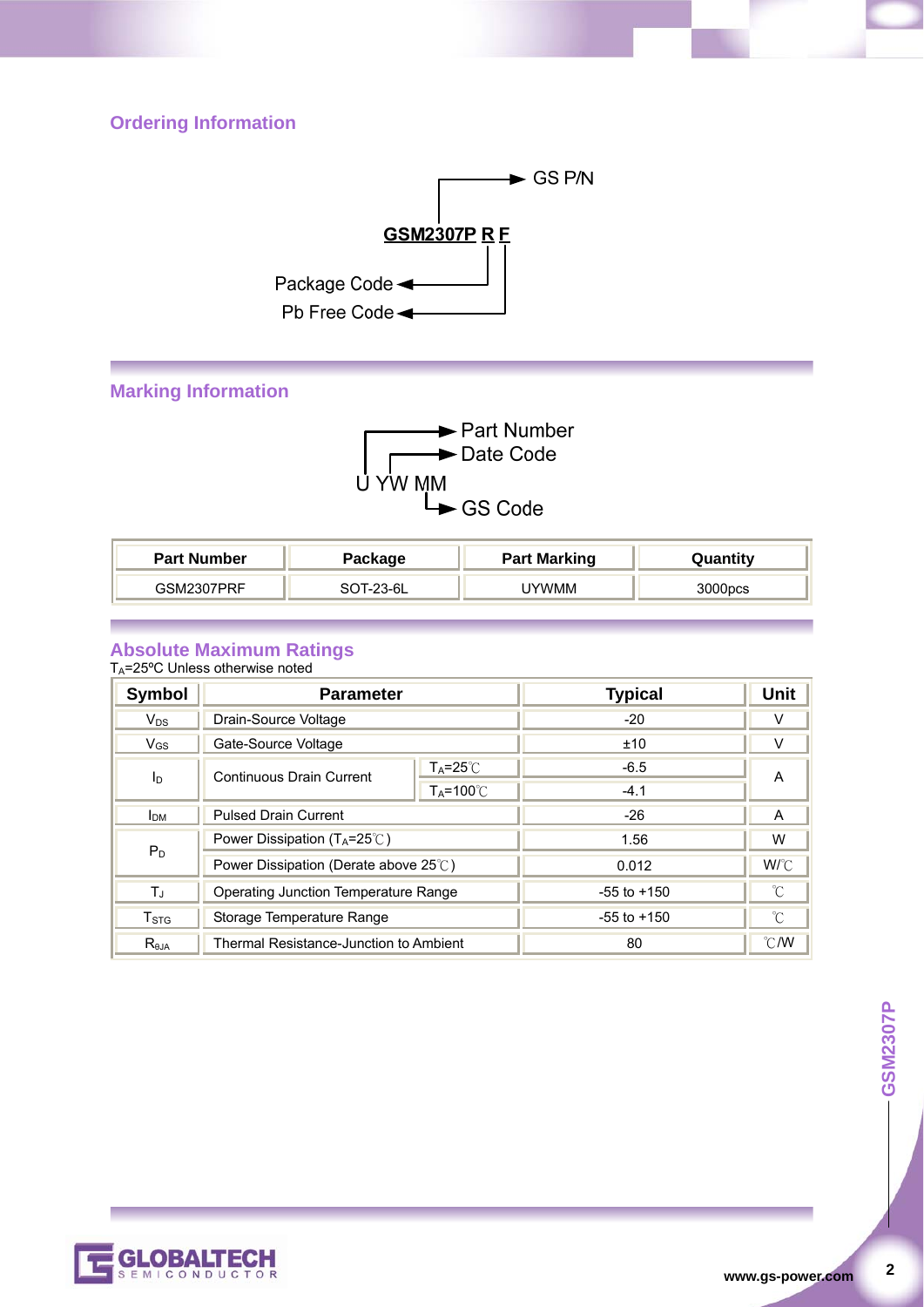## Ordering Information

**GSM2307P R F**

- GSM2307P → GS P/N
- R → Package Code
- F → Pb Free Code

## Marking Information

U YW MM

- U → Part Number
- YW → Date Code
- MM → GS Code

| Part Number | Package | Part Marking | Quantity |
|---|---|---|---|
| GSM2307PRF | SOT-23-6L | UYWMM | 3000pcs |

## Absolute Maximum Ratings

$T_A$=25ºC Unless otherwise noted

| Symbol | Parameter | | Typical | Unit |
|---|---|---|---|---|
| $V_{DS}$ | Drain-Source Voltage | | -20 | V |
| $V_{GS}$ | Gate-Source Voltage | | ±10 | V |
| $I_D$ | Continuous Drain Current | $T_A$=25℃ | -6.5 | A |
| | | $T_A$=100℃ | -4.1 | |
| $I_{DM}$ | Pulsed Drain Current | | -26 | A |
| $P_D$ | Power Dissipation ($T_A$=25℃) | | 1.56 | W |
| | Power Dissipation (Derate above 25℃) | | 0.012 | W/℃ |
| $T_J$ | Operating Junction Temperature Range | | -55 to +150 | ℃ |
| $T_{STG}$ | Storage Temperature Range | | -55 to +150 | ℃ |
| $R_{θJA}$ | Thermal Resistance-Junction to Ambient | | 80 | ℃/W |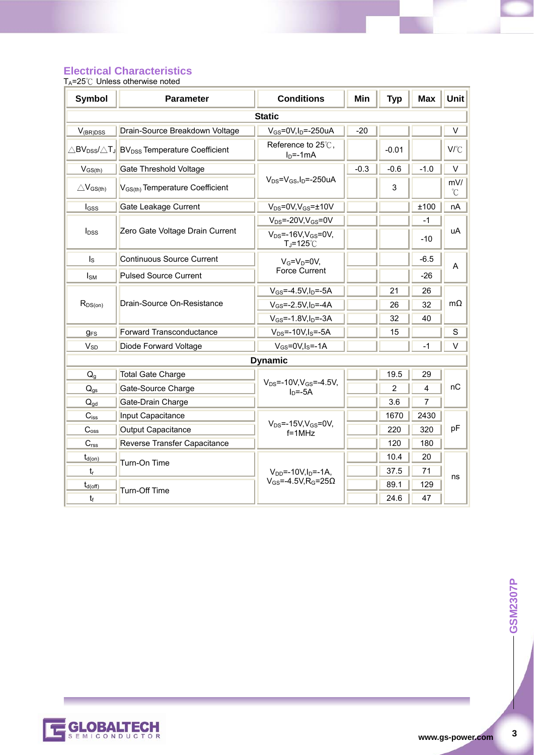## Electrical Characteristics

$T_A$=25℃ Unless otherwise noted

| Symbol | Parameter | Conditions | Min | Typ | Max | Unit |
|---|---|---|---|---|---|---|
| **Static** | | | | | | |
| $V_{(BR)DSS}$ | Drain-Source Breakdown Voltage | $V_{GS}$=0V,$I_D$=-250uA | -20 | | | V |
| $\triangle BV_{DSS}/\triangle T_J$ | $BV_{DSS}$ Temperature Coefficient | Reference to 25℃, $I_D$=-1mA | | -0.01 | | V/℃ |
| $V_{GS(th)}$ | Gate Threshold Voltage | $V_{DS}$=$V_{GS}$,$I_D$=-250uA | -0.3 | -0.6 | -1.0 | V |
| $\triangle V_{GS(th)}$ | $V_{GS(th)}$ Temperature Coefficient | $V_{DS}$=$V_{GS}$,$I_D$=-250uA | | 3 | | mV/℃ |
| $I_{GSS}$ | Gate Leakage Current | $V_{DS}$=0V,$V_{GS}$=±10V | | | ±100 | nA |
| $I_{DSS}$ | Zero Gate Voltage Drain Current | $V_{DS}$=-20V,$V_{GS}$=0V | | | -1 | uA |
| | | $V_{DS}$=-16V,$V_{GS}$=0V, $T_J$=125℃ | | | -10 | uA |
| $I_S$ | Continuous Source Current | $V_G$=$V_D$=0V, Force Current | | | -6.5 | A |
| $I_{SM}$ | Pulsed Source Current | $V_G$=$V_D$=0V, Force Current | | | -26 | A |
| $R_{DS(on)}$ | Drain-Source On-Resistance | $V_{GS}$=-4.5V,$I_D$=-5A | | 21 | 26 | mΩ |
| | | $V_{GS}$=-2.5V,$I_D$=-4A | | 26 | 32 | mΩ |
| | | $V_{GS}$=-1.8V,$I_D$=-3A | | 32 | 40 | mΩ |
| $g_{FS}$ | Forward Transconductance | $V_{DS}$=-10V,$I_S$=-5A | | 15 | | S |
| $V_{SD}$ | Diode Forward Voltage | $V_{GS}$=0V,$I_S$=-1A | | | -1 | V |
| **Dynamic** | | | | | | |
| $Q_g$ | Total Gate Charge | $V_{DS}$=-10V,$V_{GS}$=-4.5V, $I_D$=-5A | | 19.5 | 29 | nC |
| $Q_{gs}$ | Gate-Source Charge | | | 2 | 4 | nC |
| $Q_{gd}$ | Gate-Drain Charge | | | 3.6 | 7 | nC |
| $C_{iss}$ | Input Capacitance | $V_{DS}$=-15V,$V_{GS}$=0V, f=1MHz | | 1670 | 2430 | pF |
| $C_{oss}$ | Output Capacitance | | | 220 | 320 | pF |
| $C_{rss}$ | Reverse Transfer Capacitance | | | 120 | 180 | pF |
| $t_{d(on)}$ | Turn-On Time | $V_{DD}$=-10V,$I_D$=-1A, $V_{GS}$=-4.5V,$R_G$=25Ω | | 10.4 | 20 | ns |
| $t_r$ | | | | 37.5 | 71 | ns |
| $t_{d(off)}$ | Turn-Off Time | | | 89.1 | 129 | ns |
| $t_f$ | | | | 24.6 | 47 | ns |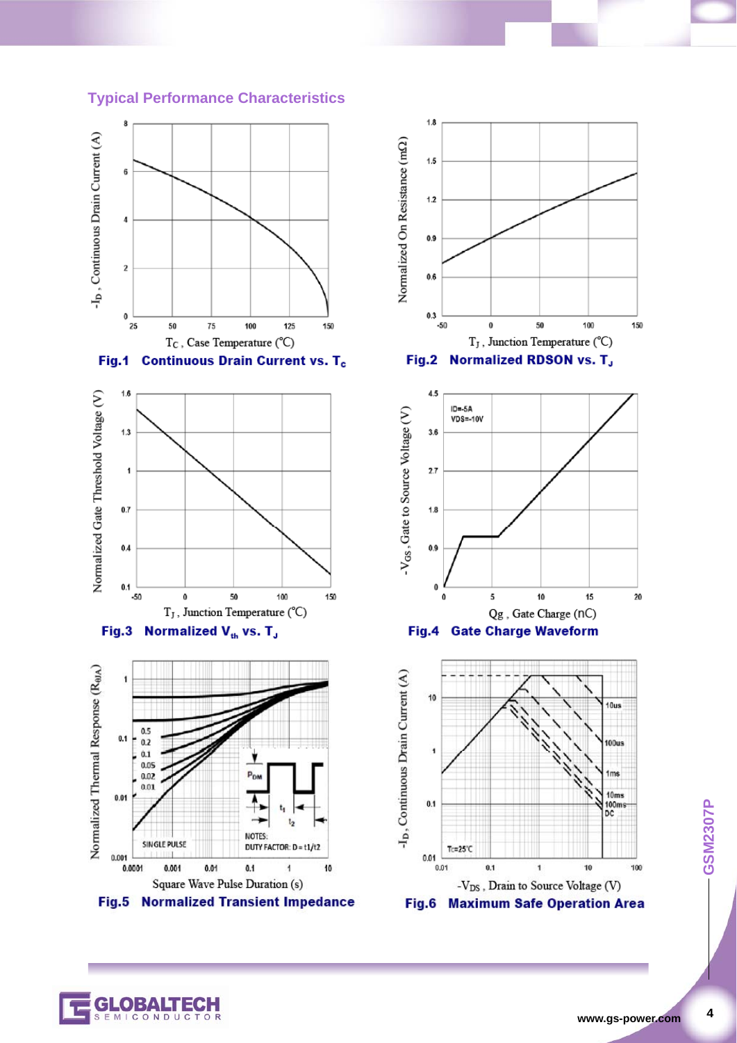## Typical Performance Characteristics

Fig.1 Continuous Drain Current vs. $T_c$

Fig.2 Normalized RDSON vs. $T_J$

Fig.3 Normalized $V_{th}$ vs. $T_J$

Fig.4 Gate Charge Waveform

Fig.5 Normalized Transient Impedance

Fig.6 Maximum Safe Operation Area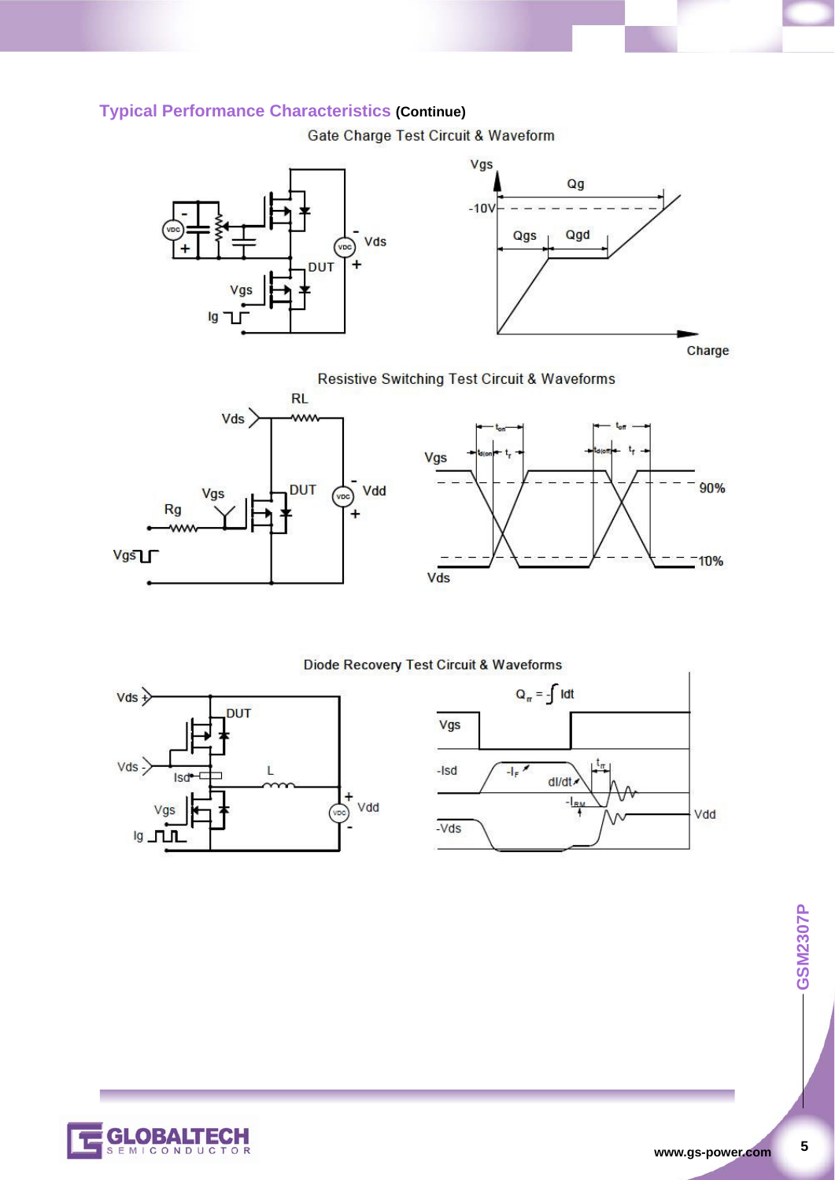## Typical Performance Characteristics (Continue)

Gate Charge Test Circuit & Waveform

Resistive Switching Test Circuit & Waveforms

Diode Recovery Test Circuit & Waveforms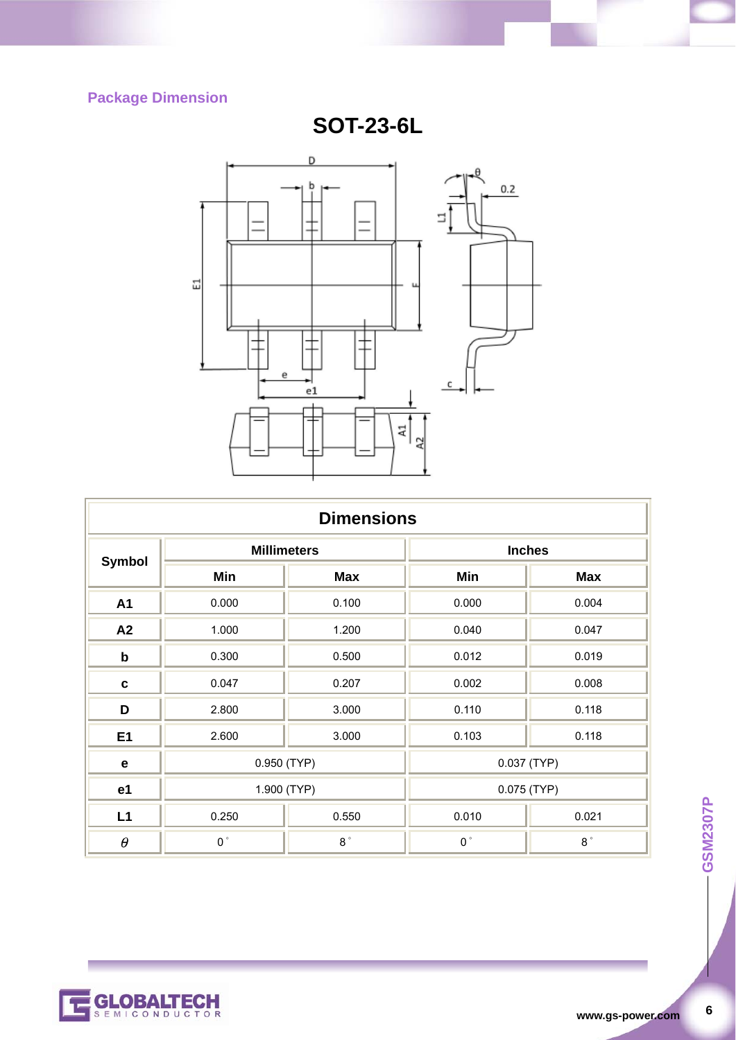## Package Dimension

# SOT-23-6L

| Dimensions | | | | |
|---|---|---|---|---|
| **Symbol** | **Millimeters** | | **Inches** | |
| | **Min** | **Max** | **Min** | **Max** |
| **A1** | 0.000 | 0.100 | 0.000 | 0.004 |
| **A2** | 1.000 | 1.200 | 0.040 | 0.047 |
| **b** | 0.300 | 0.500 | 0.012 | 0.019 |
| **c** | 0.047 | 0.207 | 0.002 | 0.008 |
| **D** | 2.800 | 3.000 | 0.110 | 0.118 |
| **E1** | 2.600 | 3.000 | 0.103 | 0.118 |
| **e** | 0.950 (TYP) | | 0.037 (TYP) | |
| **e1** | 1.900 (TYP) | | 0.075 (TYP) | |
| **L1** | 0.250 | 0.550 | 0.010 | 0.021 |
| $\theta$ | 0° | 8° | 0° | 8° |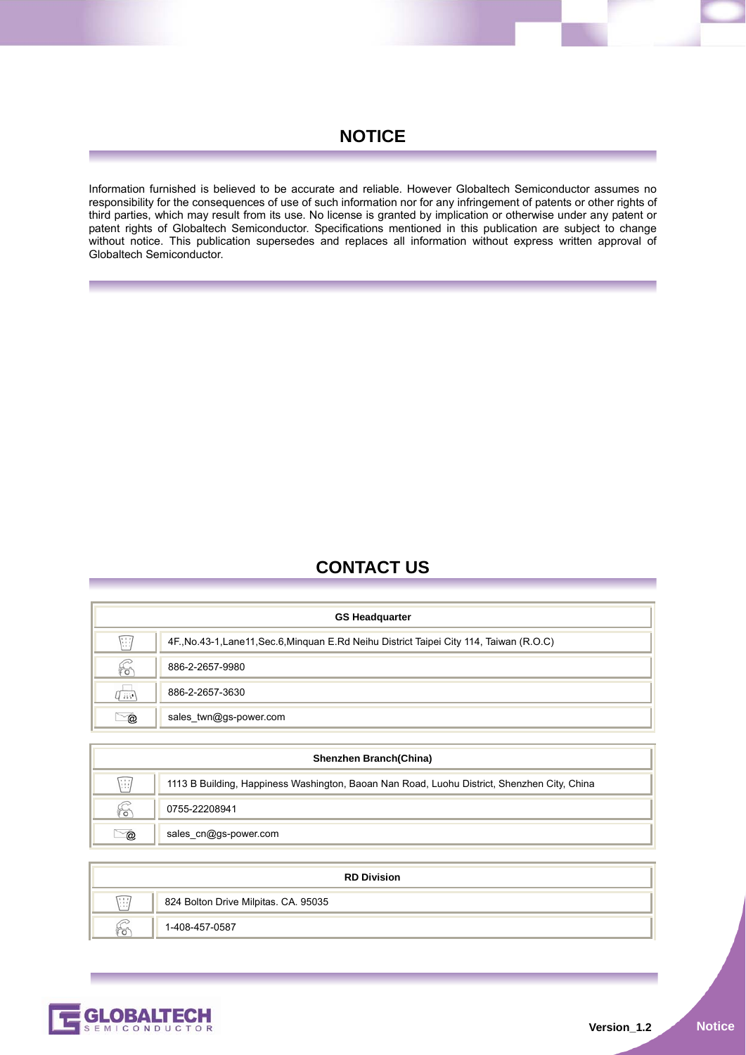## NOTICE

Information furnished is believed to be accurate and reliable. However Globaltech Semiconductor assumes no responsibility for the consequences of use of such information nor for any infringement of patents or other rights of third parties, which may result from its use. No license is granted by implication or otherwise under any patent or patent rights of Globaltech Semiconductor. Specifications mentioned in this publication are subject to change without notice. This publication supersedes and replaces all information without express written approval of Globaltech Semiconductor.

## CONTACT US

| GS Headquarter | |
|---|---|
| Address | 4F.,No.43-1,Lane11,Sec.6,Minquan E.Rd Neihu District Taipei City 114, Taiwan (R.O.C) |
| Tel | 886-2-2657-9980 |
| Fax | 886-2-2657-3630 |
| Email | sales_twn@gs-power.com |

| Shenzhen Branch(China) | |
|---|---|
| Address | 1113 B Building, Happiness Washington, Baoan Nan Road, Luohu District, Shenzhen City, China |
| Tel | 0755-22208941 |
| Email | sales_cn@gs-power.com |

| RD Division | |
|---|---|
| Address | 824 Bolton Drive Milpitas. CA. 95035 |
| Tel | 1-408-457-0587 |

GLOBALTECH SEMICONDUCTOR

Version_1.2